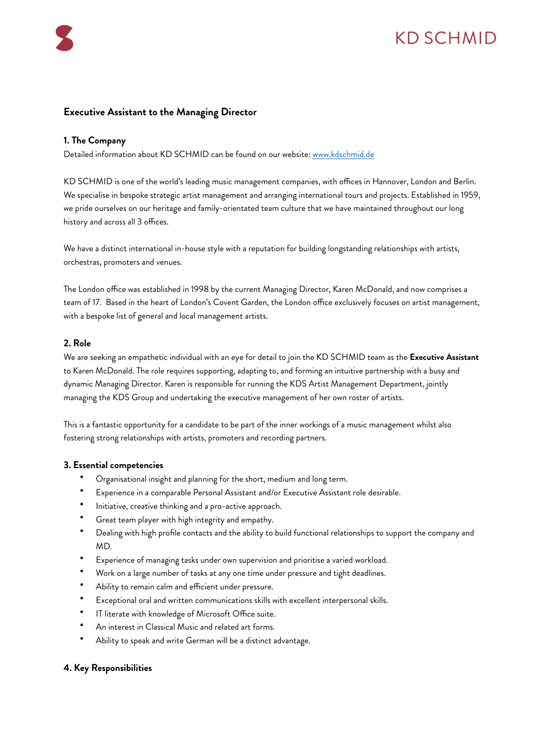KD SCHMID

# Executive Assistant to the Managing Director

## 1. The Company

Detailed information about KD SCHMID can be found on our website: [www.kdschmid.de](http://www.kdschmid.de)

KD SCHMID is one of the world's leading music management companies, with offices in Hannover, London and Berlin. We specialise in bespoke strategic artist management and arranging international tours and projects. Established in 1959, we pride ourselves on our heritage and family-orientated team culture that we have maintained throughout our long history and across all 3 offices.

We have a distinct international in-house style with a reputation for building longstanding relationships with artists, orchestras, promoters and venues.

The London office was established in 1998 by the current Managing Director, Karen McDonald, and now comprises a team of 17. Based in the heart of London's Covent Garden, the London office exclusively focuses on artist management, with a bespoke list of general and local management artists.

## 2. Role

We are seeking an empathetic individual with an eye for detail to join the KD SCHMID team as the **Executive Assistant** to Karen McDonald. The role requires supporting, adapting to, and forming an intuitive partnership with a busy and dynamic Managing Director. Karen is responsible for running the KDS Artist Management Department, jointly managing the KDS Group and undertaking the executive management of her own roster of artists.

This is a fantastic opportunity for a candidate to be part of the inner workings of a music management whilst also fostering strong relationships with artists, promoters and recording partners.

## 3. Essential competencies

- Organisational insight and planning for the short, medium and long term.
- Experience in a comparable Personal Assistant and/or Executive Assistant role desirable.
- Initiative, creative thinking and a pro-active approach.
- Great team player with high integrity and empathy.
- Dealing with high profile contacts and the ability to build functional relationships to support the company and MD.
- Experience of managing tasks under own supervision and prioritise a varied workload.
- Work on a large number of tasks at any one time under pressure and tight deadlines.
- Ability to remain calm and efficient under pressure.
- Exceptional oral and written communications skills with excellent interpersonal skills.
- IT literate with knowledge of Microsoft Office suite.
- An interest in Classical Music and related art forms.
- Ability to speak and write German will be a distinct advantage.

## 4. Key Responsibilities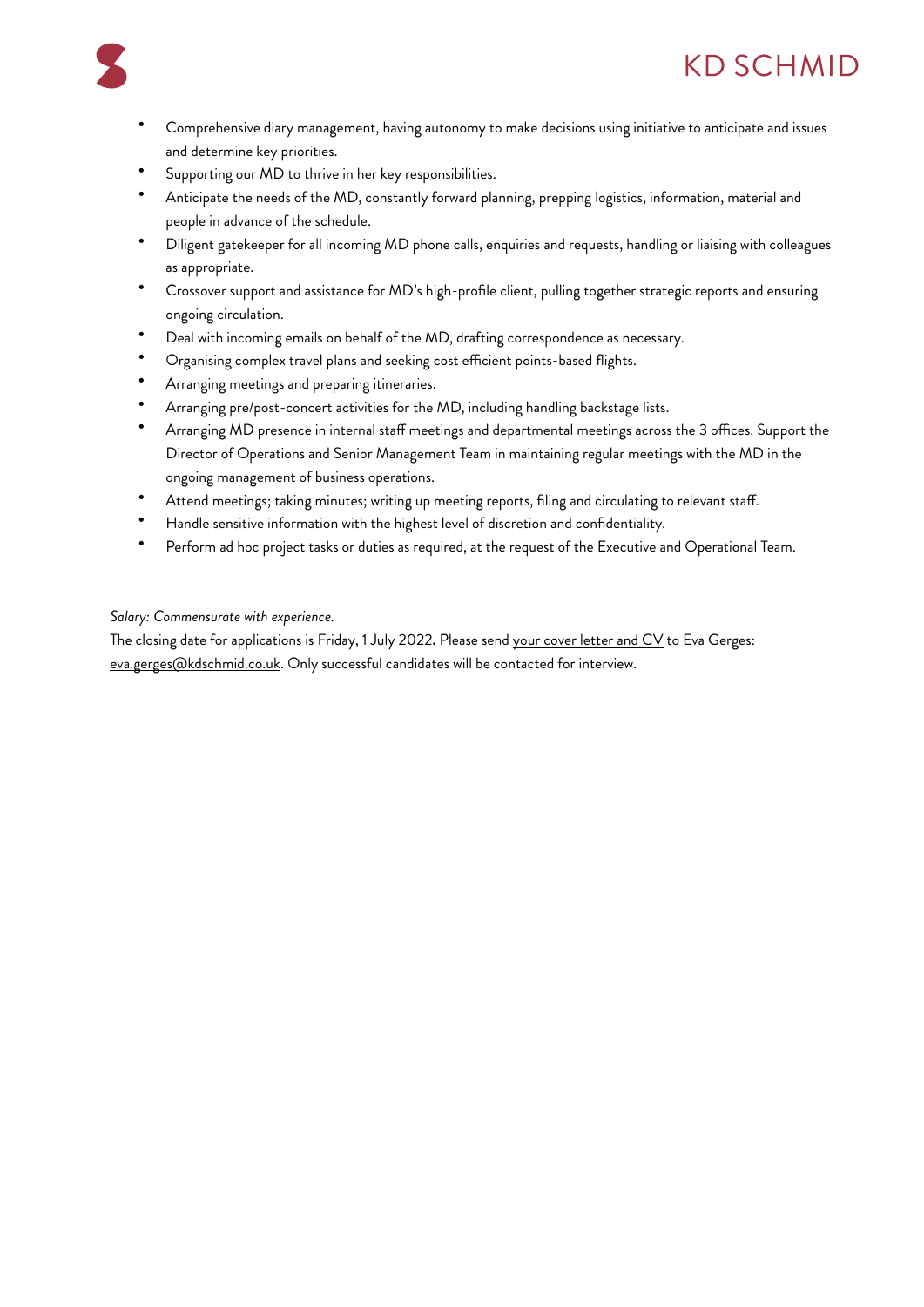- Comprehensive diary management, having autonomy to make decisions using initiative to anticipate and issues and determine key priorities.
- Supporting our MD to thrive in her key responsibilities.
- Anticipate the needs of the MD, constantly forward planning, prepping logistics, information, material and people in advance of the schedule.
- Diligent gatekeeper for all incoming MD phone calls, enquiries and requests, handling or liaising with colleagues as appropriate.
- Crossover support and assistance for MD's high-profile client, pulling together strategic reports and ensuring ongoing circulation.
- Deal with incoming emails on behalf of the MD, drafting correspondence as necessary.
- Organising complex travel plans and seeking cost efficient points-based flights.
- Arranging meetings and preparing itineraries.
- Arranging pre/post-concert activities for the MD, including handling backstage lists.
- Arranging MD presence in internal staff meetings and departmental meetings across the 3 offices. Support the Director of Operations and Senior Management Team in maintaining regular meetings with the MD in the ongoing management of business operations.
- Attend meetings; taking minutes; writing up meeting reports, filing and circulating to relevant staff.
- Handle sensitive information with the highest level of discretion and confidentiality.
- Perform ad hoc project tasks or duties as required, at the request of the Executive and Operational Team.

*Salary: Commensurate with experience.*

The closing date for applications is Friday, 1 July 2022**.** Please send your cover letter and CV to Eva Gerges: eva.gerges@kdschmid.co.uk. Only successful candidates will be contacted for interview.